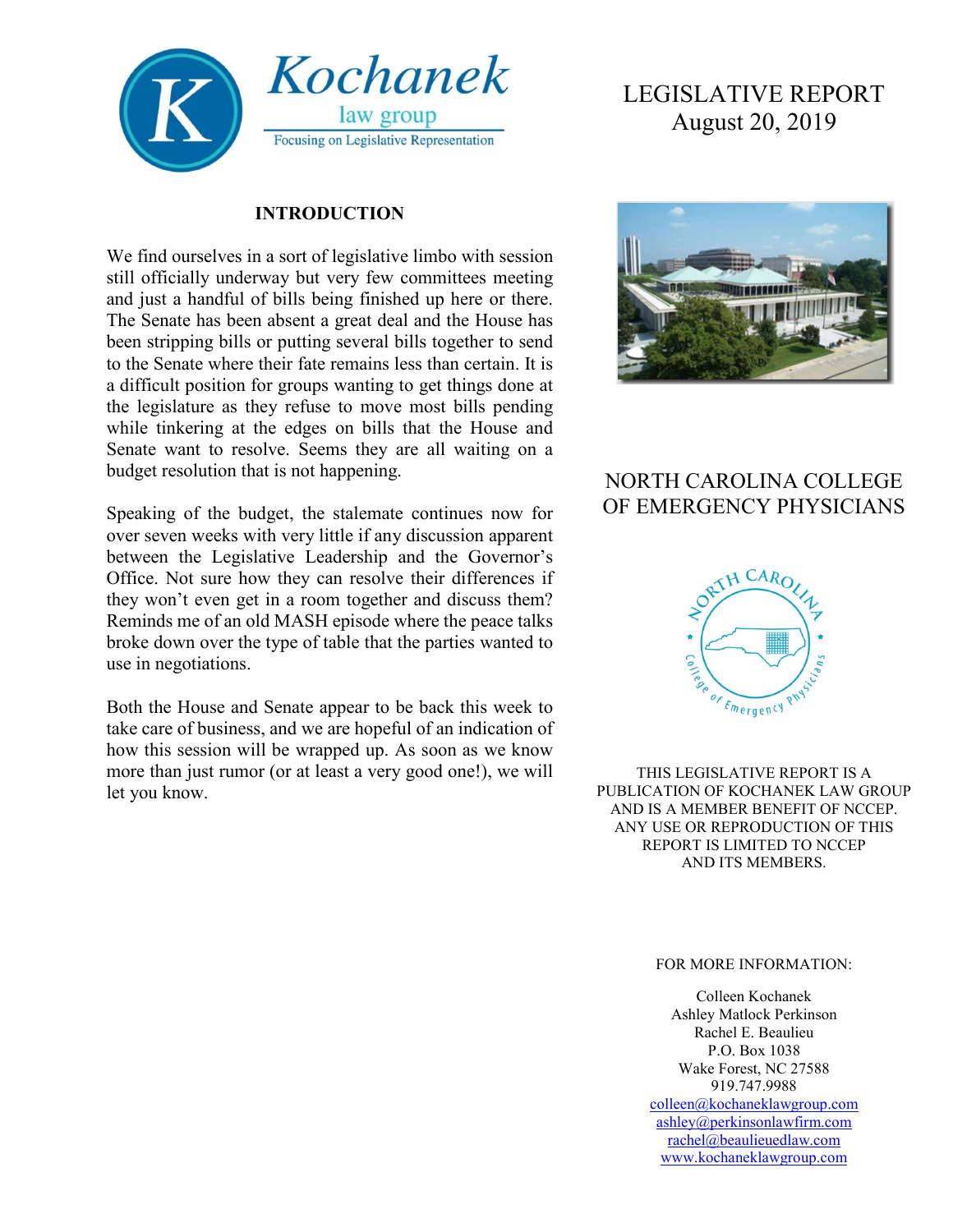Kochanek law group

Focusing on Legislative Representation

# LEGISLATIVE REPORT
August 20, 2019

## INTRODUCTION

We find ourselves in a sort of legislative limbo with session still officially underway but very few committees meeting and just a handful of bills being finished up here or there. The Senate has been absent a great deal and the House has been stripping bills or putting several bills together to send to the Senate where their fate remains less than certain. It is a difficult position for groups wanting to get things done at the legislature as they refuse to move most bills pending while tinkering at the edges on bills that the House and Senate want to resolve. Seems they are all waiting on a budget resolution that is not happening.

Speaking of the budget, the stalemate continues now for over seven weeks with very little if any discussion apparent between the Legislative Leadership and the Governor's Office. Not sure how they can resolve their differences if they won't even get in a room together and discuss them? Reminds me of an old MASH episode where the peace talks broke down over the type of table that the parties wanted to use in negotiations.

Both the House and Senate appear to be back this week to take care of business, and we are hopeful of an indication of how this session will be wrapped up. As soon as we know more than just rumor (or at least a very good one!), we will let you know.

## NORTH CAROLINA COLLEGE OF EMERGENCY PHYSICIANS

THIS LEGISLATIVE REPORT IS A PUBLICATION OF KOCHANEK LAW GROUP AND IS A MEMBER BENEFIT OF NCCEP. ANY USE OR REPRODUCTION OF THIS REPORT IS LIMITED TO NCCEP AND ITS MEMBERS.

FOR MORE INFORMATION:

Colleen Kochanek
Ashley Matlock Perkinson
Rachel E. Beaulieu
P.O. Box 1038
Wake Forest, NC 27588
919.747.9988
colleen@kochaneklawgroup.com
ashley@perkinsonlawfirm.com
rachel@beaulieuedlaw.com
www.kochaneklawgroup.com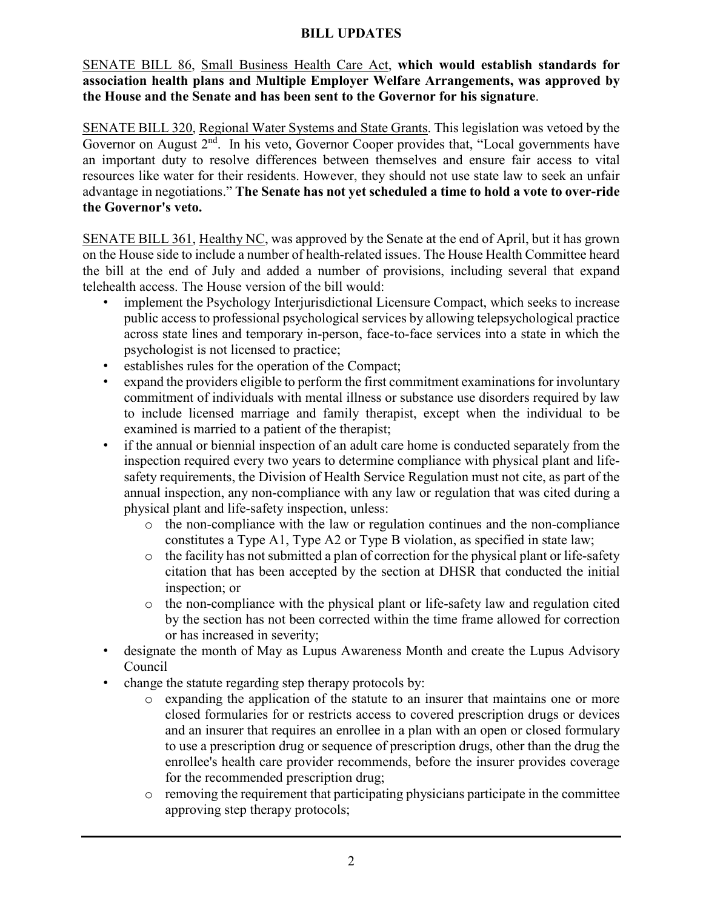## BILL UPDATES

SENATE BILL 86, Small Business Health Care Act, **which would establish standards for association health plans and Multiple Employer Welfare Arrangements, was approved by the House and the Senate and has been sent to the Governor for his signature**.

SENATE BILL 320, Regional Water Systems and State Grants. This legislation was vetoed by the Governor on August 2nd. In his veto, Governor Cooper provides that, "Local governments have an important duty to resolve differences between themselves and ensure fair access to vital resources like water for their residents. However, they should not use state law to seek an unfair advantage in negotiations." **The Senate has not yet scheduled a time to hold a vote to over-ride the Governor's veto.**

SENATE BILL 361, Healthy NC, was approved by the Senate at the end of April, but it has grown on the House side to include a number of health-related issues. The House Health Committee heard the bill at the end of July and added a number of provisions, including several that expand telehealth access. The House version of the bill would:

- implement the Psychology Interjurisdictional Licensure Compact, which seeks to increase public access to professional psychological services by allowing telepsychological practice across state lines and temporary in-person, face-to-face services into a state in which the psychologist is not licensed to practice;
- establishes rules for the operation of the Compact;
- expand the providers eligible to perform the first commitment examinations for involuntary commitment of individuals with mental illness or substance use disorders required by law to include licensed marriage and family therapist, except when the individual to be examined is married to a patient of the therapist;
- if the annual or biennial inspection of an adult care home is conducted separately from the inspection required every two years to determine compliance with physical plant and life-safety requirements, the Division of Health Service Regulation must not cite, as part of the annual inspection, any non-compliance with any law or regulation that was cited during a physical plant and life-safety inspection, unless:
  - the non-compliance with the law or regulation continues and the non-compliance constitutes a Type A1, Type A2 or Type B violation, as specified in state law;
  - the facility has not submitted a plan of correction for the physical plant or life-safety citation that has been accepted by the section at DHSR that conducted the initial inspection; or
  - the non-compliance with the physical plant or life-safety law and regulation cited by the section has not been corrected within the time frame allowed for correction or has increased in severity;
- designate the month of May as Lupus Awareness Month and create the Lupus Advisory Council
- change the statute regarding step therapy protocols by:
  - expanding the application of the statute to an insurer that maintains one or more closed formularies for or restricts access to covered prescription drugs or devices and an insurer that requires an enrollee in a plan with an open or closed formulary to use a prescription drug or sequence of prescription drugs, other than the drug the enrollee's health care provider recommends, before the insurer provides coverage for the recommended prescription drug;
  - removing the requirement that participating physicians participate in the committee approving step therapy protocols;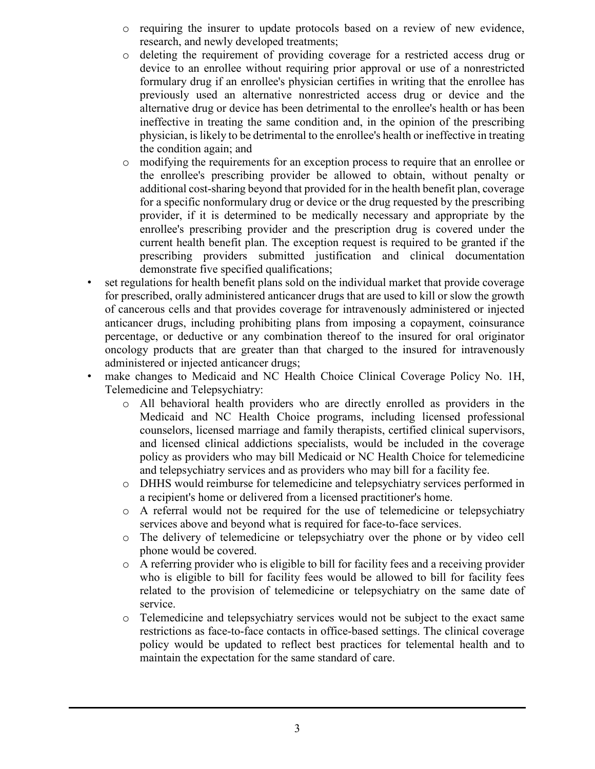- requiring the insurer to update protocols based on a review of new evidence, research, and newly developed treatments;
  - deleting the requirement of providing coverage for a restricted access drug or device to an enrollee without requiring prior approval or use of a nonrestricted formulary drug if an enrollee's physician certifies in writing that the enrollee has previously used an alternative nonrestricted access drug or device and the alternative drug or device has been detrimental to the enrollee's health or has been ineffective in treating the same condition and, in the opinion of the prescribing physician, is likely to be detrimental to the enrollee's health or ineffective in treating the condition again; and
  - modifying the requirements for an exception process to require that an enrollee or the enrollee's prescribing provider be allowed to obtain, without penalty or additional cost-sharing beyond that provided for in the health benefit plan, coverage for a specific nonformulary drug or device or the drug requested by the prescribing provider, if it is determined to be medically necessary and appropriate by the enrollee's prescribing provider and the prescription drug is covered under the current health benefit plan. The exception request is required to be granted if the prescribing providers submitted justification and clinical documentation demonstrate five specified qualifications;
- set regulations for health benefit plans sold on the individual market that provide coverage for prescribed, orally administered anticancer drugs that are used to kill or slow the growth of cancerous cells and that provides coverage for intravenously administered or injected anticancer drugs, including prohibiting plans from imposing a copayment, coinsurance percentage, or deductive or any combination thereof to the insured for oral originator oncology products that are greater than that charged to the insured for intravenously administered or injected anticancer drugs;
- make changes to Medicaid and NC Health Choice Clinical Coverage Policy No. 1H, Telemedicine and Telepsychiatry:
  - All behavioral health providers who are directly enrolled as providers in the Medicaid and NC Health Choice programs, including licensed professional counselors, licensed marriage and family therapists, certified clinical supervisors, and licensed clinical addictions specialists, would be included in the coverage policy as providers who may bill Medicaid or NC Health Choice for telemedicine and telepsychiatry services and as providers who may bill for a facility fee.
  - DHHS would reimburse for telemedicine and telepsychiatry services performed in a recipient's home or delivered from a licensed practitioner's home.
  - A referral would not be required for the use of telemedicine or telepsychiatry services above and beyond what is required for face-to-face services.
  - The delivery of telemedicine or telepsychiatry over the phone or by video cell phone would be covered.
  - A referring provider who is eligible to bill for facility fees and a receiving provider who is eligible to bill for facility fees would be allowed to bill for facility fees related to the provision of telemedicine or telepsychiatry on the same date of service.
  - Telemedicine and telepsychiatry services would not be subject to the exact same restrictions as face-to-face contacts in office-based settings. The clinical coverage policy would be updated to reflect best practices for telemental health and to maintain the expectation for the same standard of care.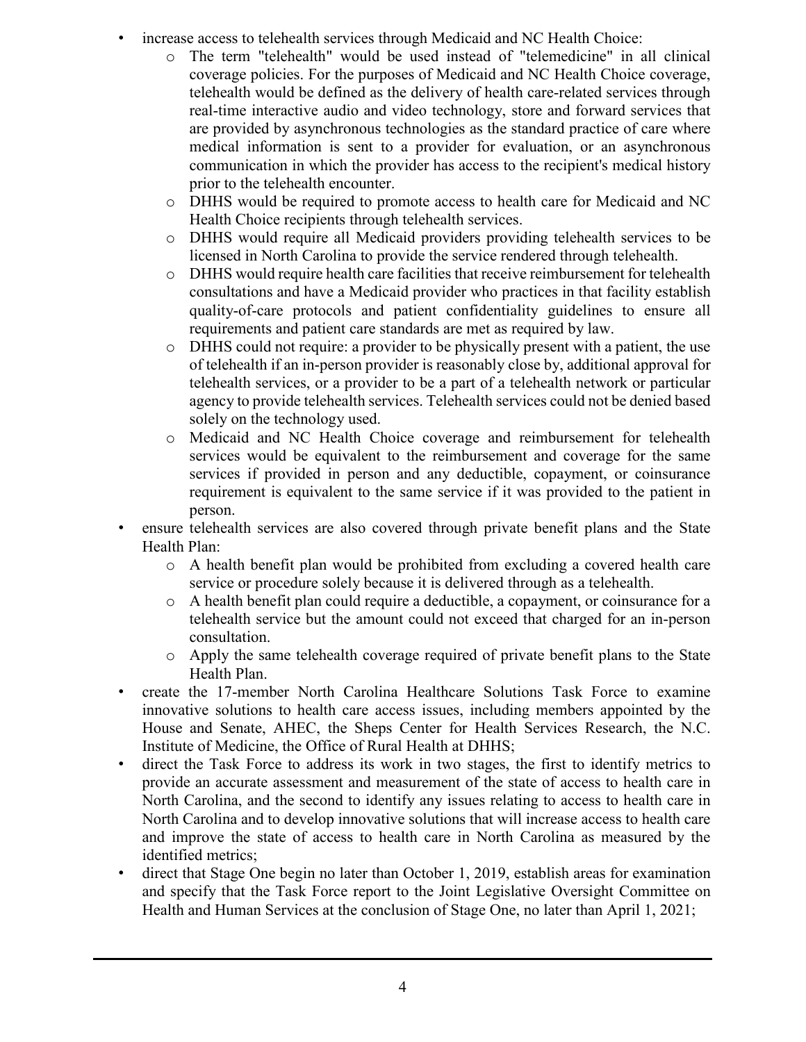- increase access to telehealth services through Medicaid and NC Health Choice:
  - The term "telehealth" would be used instead of "telemedicine" in all clinical coverage policies. For the purposes of Medicaid and NC Health Choice coverage, telehealth would be defined as the delivery of health care-related services through real-time interactive audio and video technology, store and forward services that are provided by asynchronous technologies as the standard practice of care where medical information is sent to a provider for evaluation, or an asynchronous communication in which the provider has access to the recipient's medical history prior to the telehealth encounter.
  - DHHS would be required to promote access to health care for Medicaid and NC Health Choice recipients through telehealth services.
  - DHHS would require all Medicaid providers providing telehealth services to be licensed in North Carolina to provide the service rendered through telehealth.
  - DHHS would require health care facilities that receive reimbursement for telehealth consultations and have a Medicaid provider who practices in that facility establish quality-of-care protocols and patient confidentiality guidelines to ensure all requirements and patient care standards are met as required by law.
  - DHHS could not require: a provider to be physically present with a patient, the use of telehealth if an in-person provider is reasonably close by, additional approval for telehealth services, or a provider to be a part of a telehealth network or particular agency to provide telehealth services. Telehealth services could not be denied based solely on the technology used.
  - Medicaid and NC Health Choice coverage and reimbursement for telehealth services would be equivalent to the reimbursement and coverage for the same services if provided in person and any deductible, copayment, or coinsurance requirement is equivalent to the same service if it was provided to the patient in person.
- ensure telehealth services are also covered through private benefit plans and the State Health Plan:
  - A health benefit plan would be prohibited from excluding a covered health care service or procedure solely because it is delivered through as a telehealth.
  - A health benefit plan could require a deductible, a copayment, or coinsurance for a telehealth service but the amount could not exceed that charged for an in-person consultation.
  - Apply the same telehealth coverage required of private benefit plans to the State Health Plan.
- create the 17-member North Carolina Healthcare Solutions Task Force to examine innovative solutions to health care access issues, including members appointed by the House and Senate, AHEC, the Sheps Center for Health Services Research, the N.C. Institute of Medicine, the Office of Rural Health at DHHS;
- direct the Task Force to address its work in two stages, the first to identify metrics to provide an accurate assessment and measurement of the state of access to health care in North Carolina, and the second to identify any issues relating to access to health care in North Carolina and to develop innovative solutions that will increase access to health care and improve the state of access to health care in North Carolina as measured by the identified metrics;
- direct that Stage One begin no later than October 1, 2019, establish areas for examination and specify that the Task Force report to the Joint Legislative Oversight Committee on Health and Human Services at the conclusion of Stage One, no later than April 1, 2021;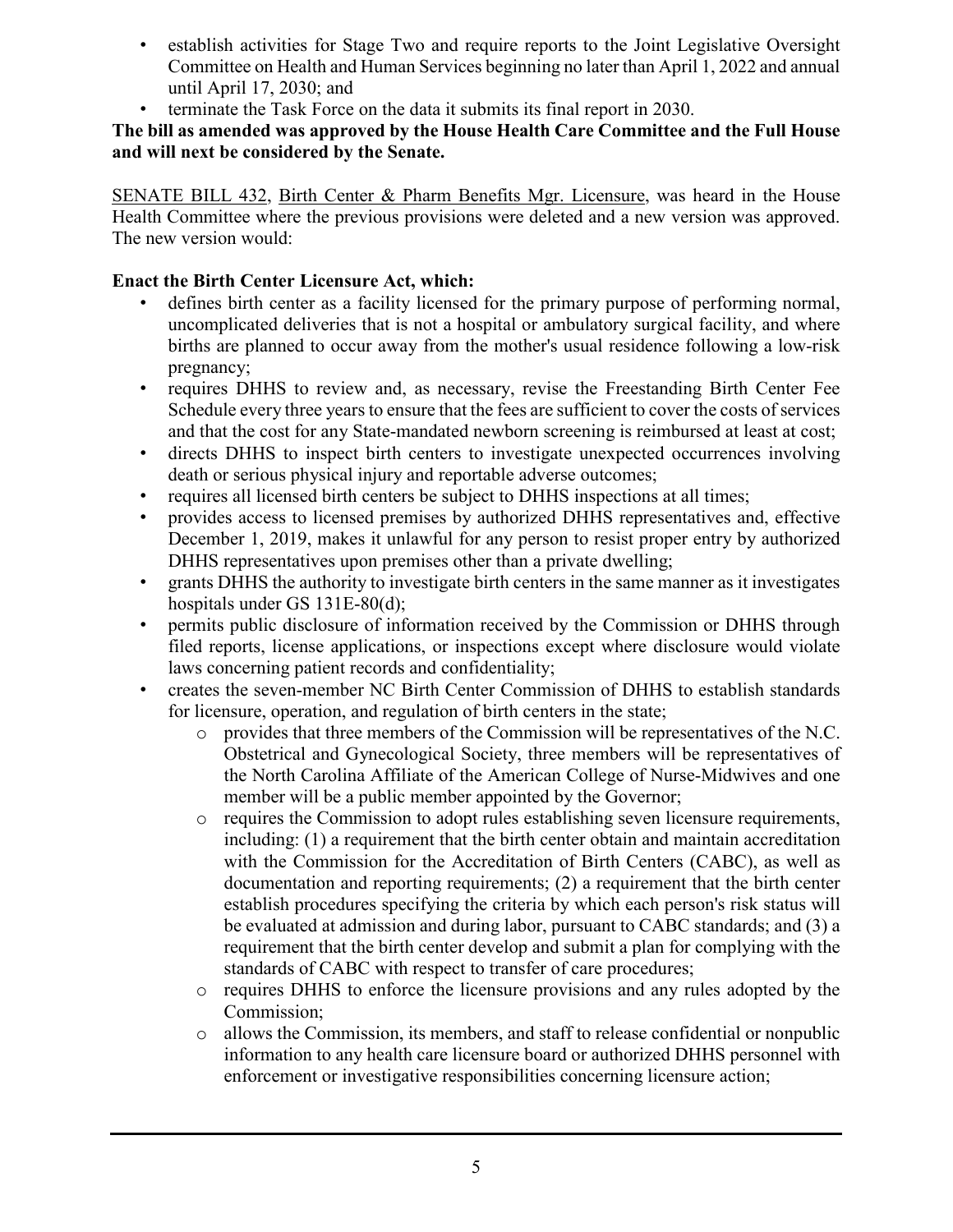- establish activities for Stage Two and require reports to the Joint Legislative Oversight Committee on Health and Human Services beginning no later than April 1, 2022 and annual until April 17, 2030; and
- terminate the Task Force on the data it submits its final report in 2030.

**The bill as amended was approved by the House Health Care Committee and the Full House and will next be considered by the Senate.**

SENATE BILL 432, Birth Center & Pharm Benefits Mgr. Licensure, was heard in the House Health Committee where the previous provisions were deleted and a new version was approved. The new version would:

**Enact the Birth Center Licensure Act, which:**

- defines birth center as a facility licensed for the primary purpose of performing normal, uncomplicated deliveries that is not a hospital or ambulatory surgical facility, and where births are planned to occur away from the mother's usual residence following a low-risk pregnancy;
- requires DHHS to review and, as necessary, revise the Freestanding Birth Center Fee Schedule every three years to ensure that the fees are sufficient to cover the costs of services and that the cost for any State-mandated newborn screening is reimbursed at least at cost;
- directs DHHS to inspect birth centers to investigate unexpected occurrences involving death or serious physical injury and reportable adverse outcomes;
- requires all licensed birth centers be subject to DHHS inspections at all times;
- provides access to licensed premises by authorized DHHS representatives and, effective December 1, 2019, makes it unlawful for any person to resist proper entry by authorized DHHS representatives upon premises other than a private dwelling;
- grants DHHS the authority to investigate birth centers in the same manner as it investigates hospitals under GS 131E-80(d);
- permits public disclosure of information received by the Commission or DHHS through filed reports, license applications, or inspections except where disclosure would violate laws concerning patient records and confidentiality;
- creates the seven-member NC Birth Center Commission of DHHS to establish standards for licensure, operation, and regulation of birth centers in the state;
    - provides that three members of the Commission will be representatives of the N.C. Obstetrical and Gynecological Society, three members will be representatives of the North Carolina Affiliate of the American College of Nurse-Midwives and one member will be a public member appointed by the Governor;
    - requires the Commission to adopt rules establishing seven licensure requirements, including: (1) a requirement that the birth center obtain and maintain accreditation with the Commission for the Accreditation of Birth Centers (CABC), as well as documentation and reporting requirements; (2) a requirement that the birth center establish procedures specifying the criteria by which each person's risk status will be evaluated at admission and during labor, pursuant to CABC standards; and (3) a requirement that the birth center develop and submit a plan for complying with the standards of CABC with respect to transfer of care procedures;
    - requires DHHS to enforce the licensure provisions and any rules adopted by the Commission;
    - allows the Commission, its members, and staff to release confidential or nonpublic information to any health care licensure board or authorized DHHS personnel with enforcement or investigative responsibilities concerning licensure action;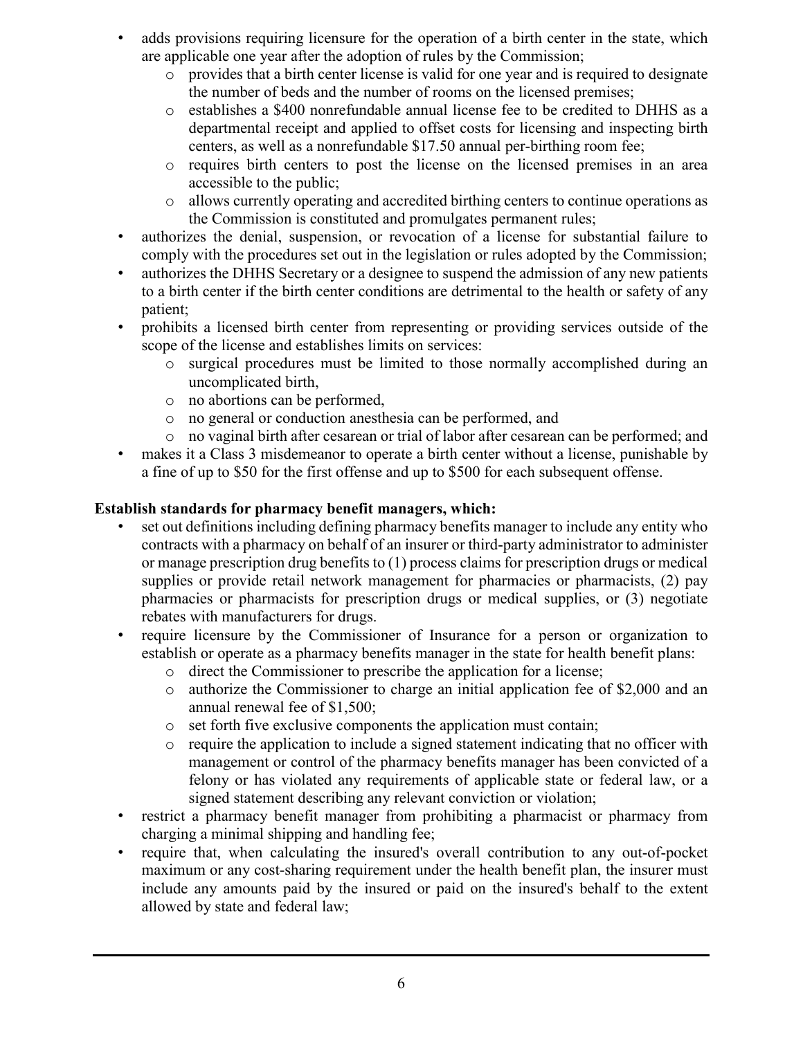- adds provisions requiring licensure for the operation of a birth center in the state, which are applicable one year after the adoption of rules by the Commission;
  - provides that a birth center license is valid for one year and is required to designate the number of beds and the number of rooms on the licensed premises;
  - establishes a $400 nonrefundable annual license fee to be credited to DHHS as a departmental receipt and applied to offset costs for licensing and inspecting birth centers, as well as a nonrefundable $17.50 annual per-birthing room fee;
  - requires birth centers to post the license on the licensed premises in an area accessible to the public;
  - allows currently operating and accredited birthing centers to continue operations as the Commission is constituted and promulgates permanent rules;
- authorizes the denial, suspension, or revocation of a license for substantial failure to comply with the procedures set out in the legislation or rules adopted by the Commission;
- authorizes the DHHS Secretary or a designee to suspend the admission of any new patients to a birth center if the birth center conditions are detrimental to the health or safety of any patient;
- prohibits a licensed birth center from representing or providing services outside of the scope of the license and establishes limits on services:
  - surgical procedures must be limited to those normally accomplished during an uncomplicated birth,
  - no abortions can be performed,
  - no general or conduction anesthesia can be performed, and
  - no vaginal birth after cesarean or trial of labor after cesarean can be performed; and
- makes it a Class 3 misdemeanor to operate a birth center without a license, punishable by a fine of up to $50 for the first offense and up to $500 for each subsequent offense.

**Establish standards for pharmacy benefit managers, which:**

- set out definitions including defining pharmacy benefits manager to include any entity who contracts with a pharmacy on behalf of an insurer or third-party administrator to administer or manage prescription drug benefits to (1) process claims for prescription drugs or medical supplies or provide retail network management for pharmacies or pharmacists, (2) pay pharmacies or pharmacists for prescription drugs or medical supplies, or (3) negotiate rebates with manufacturers for drugs.
- require licensure by the Commissioner of Insurance for a person or organization to establish or operate as a pharmacy benefits manager in the state for health benefit plans:
  - direct the Commissioner to prescribe the application for a license;
  - authorize the Commissioner to charge an initial application fee of $2,000 and an annual renewal fee of $1,500;
  - set forth five exclusive components the application must contain;
  - require the application to include a signed statement indicating that no officer with management or control of the pharmacy benefits manager has been convicted of a felony or has violated any requirements of applicable state or federal law, or a signed statement describing any relevant conviction or violation;
- restrict a pharmacy benefit manager from prohibiting a pharmacist or pharmacy from charging a minimal shipping and handling fee;
- require that, when calculating the insured's overall contribution to any out-of-pocket maximum or any cost-sharing requirement under the health benefit plan, the insurer must include any amounts paid by the insured or paid on the insured's behalf to the extent allowed by state and federal law;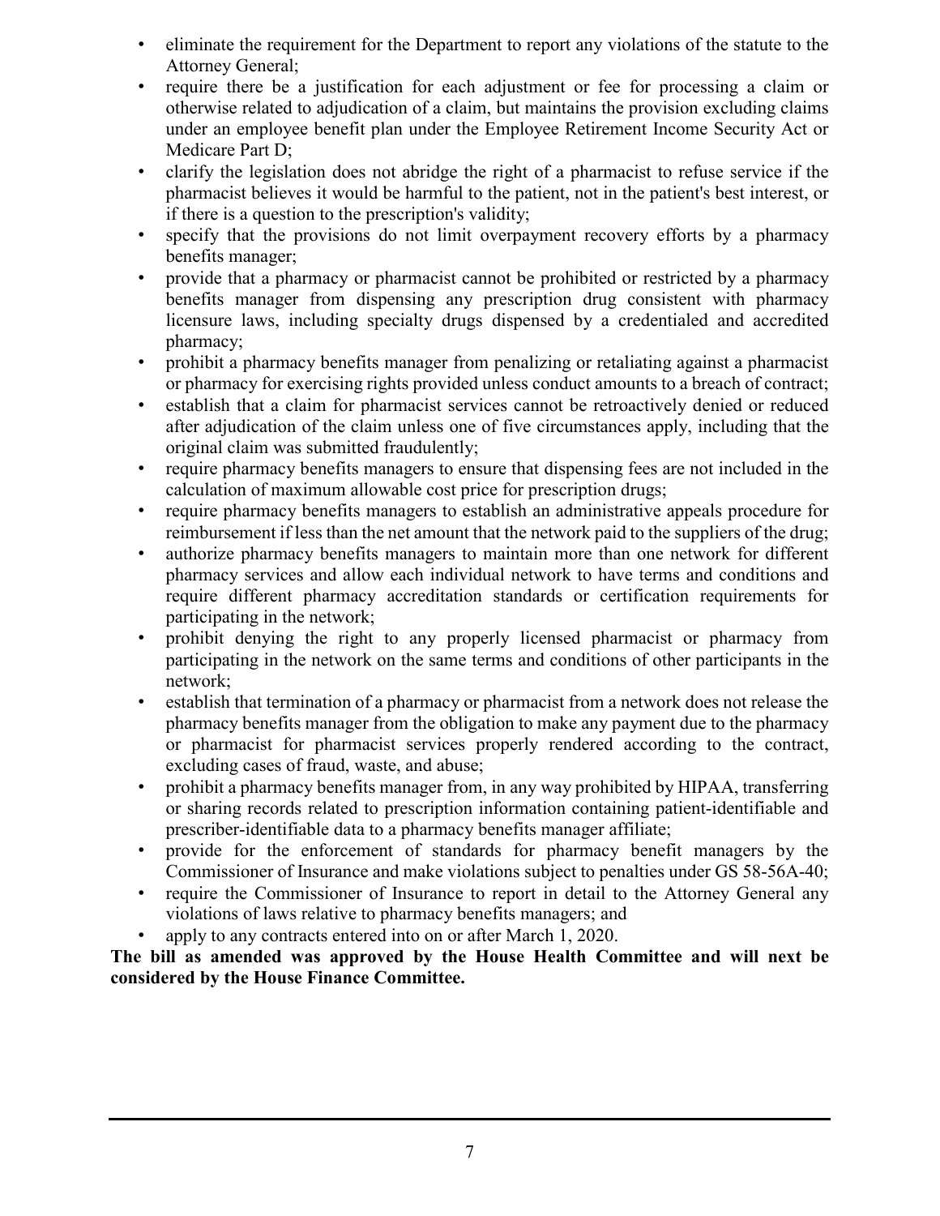- eliminate the requirement for the Department to report any violations of the statute to the Attorney General;
- require there be a justification for each adjustment or fee for processing a claim or otherwise related to adjudication of a claim, but maintains the provision excluding claims under an employee benefit plan under the Employee Retirement Income Security Act or Medicare Part D;
- clarify the legislation does not abridge the right of a pharmacist to refuse service if the pharmacist believes it would be harmful to the patient, not in the patient's best interest, or if there is a question to the prescription's validity;
- specify that the provisions do not limit overpayment recovery efforts by a pharmacy benefits manager;
- provide that a pharmacy or pharmacist cannot be prohibited or restricted by a pharmacy benefits manager from dispensing any prescription drug consistent with pharmacy licensure laws, including specialty drugs dispensed by a credentialed and accredited pharmacy;
- prohibit a pharmacy benefits manager from penalizing or retaliating against a pharmacist or pharmacy for exercising rights provided unless conduct amounts to a breach of contract;
- establish that a claim for pharmacist services cannot be retroactively denied or reduced after adjudication of the claim unless one of five circumstances apply, including that the original claim was submitted fraudulently;
- require pharmacy benefits managers to ensure that dispensing fees are not included in the calculation of maximum allowable cost price for prescription drugs;
- require pharmacy benefits managers to establish an administrative appeals procedure for reimbursement if less than the net amount that the network paid to the suppliers of the drug;
- authorize pharmacy benefits managers to maintain more than one network for different pharmacy services and allow each individual network to have terms and conditions and require different pharmacy accreditation standards or certification requirements for participating in the network;
- prohibit denying the right to any properly licensed pharmacist or pharmacy from participating in the network on the same terms and conditions of other participants in the network;
- establish that termination of a pharmacy or pharmacist from a network does not release the pharmacy benefits manager from the obligation to make any payment due to the pharmacy or pharmacist for pharmacist services properly rendered according to the contract, excluding cases of fraud, waste, and abuse;
- prohibit a pharmacy benefits manager from, in any way prohibited by HIPAA, transferring or sharing records related to prescription information containing patient-identifiable and prescriber-identifiable data to a pharmacy benefits manager affiliate;
- provide for the enforcement of standards for pharmacy benefit managers by the Commissioner of Insurance and make violations subject to penalties under GS 58-56A-40;
- require the Commissioner of Insurance to report in detail to the Attorney General any violations of laws relative to pharmacy benefits managers; and
- apply to any contracts entered into on or after March 1, 2020.

**The bill as amended was approved by the House Health Committee and will next be considered by the House Finance Committee.**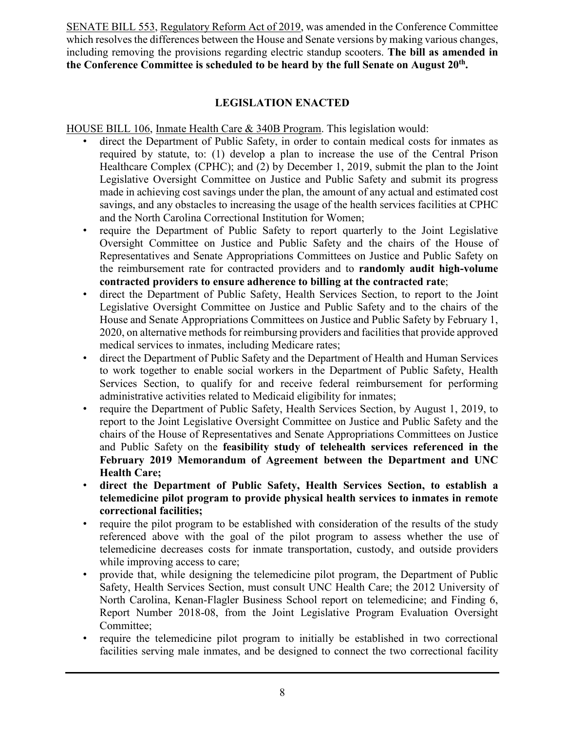SENATE BILL 553, Regulatory Reform Act of 2019, was amended in the Conference Committee which resolves the differences between the House and Senate versions by making various changes, including removing the provisions regarding electric standup scooters. **The bill as amended in the Conference Committee is scheduled to be heard by the full Senate on August 20th.**

## LEGISLATION ENACTED

HOUSE BILL 106, Inmate Health Care & 340B Program. This legislation would:

- direct the Department of Public Safety, in order to contain medical costs for inmates as required by statute, to: (1) develop a plan to increase the use of the Central Prison Healthcare Complex (CPHC); and (2) by December 1, 2019, submit the plan to the Joint Legislative Oversight Committee on Justice and Public Safety and submit its progress made in achieving cost savings under the plan, the amount of any actual and estimated cost savings, and any obstacles to increasing the usage of the health services facilities at CPHC and the North Carolina Correctional Institution for Women;
- require the Department of Public Safety to report quarterly to the Joint Legislative Oversight Committee on Justice and Public Safety and the chairs of the House of Representatives and Senate Appropriations Committees on Justice and Public Safety on the reimbursement rate for contracted providers and to **randomly audit high-volume contracted providers to ensure adherence to billing at the contracted rate**;
- direct the Department of Public Safety, Health Services Section, to report to the Joint Legislative Oversight Committee on Justice and Public Safety and to the chairs of the House and Senate Appropriations Committees on Justice and Public Safety by February 1, 2020, on alternative methods for reimbursing providers and facilities that provide approved medical services to inmates, including Medicare rates;
- direct the Department of Public Safety and the Department of Health and Human Services to work together to enable social workers in the Department of Public Safety, Health Services Section, to qualify for and receive federal reimbursement for performing administrative activities related to Medicaid eligibility for inmates;
- require the Department of Public Safety, Health Services Section, by August 1, 2019, to report to the Joint Legislative Oversight Committee on Justice and Public Safety and the chairs of the House of Representatives and Senate Appropriations Committees on Justice and Public Safety on the **feasibility study of telehealth services referenced in the February 2019 Memorandum of Agreement between the Department and UNC Health Care;**
- **direct the Department of Public Safety, Health Services Section, to establish a telemedicine pilot program to provide physical health services to inmates in remote correctional facilities;**
- require the pilot program to be established with consideration of the results of the study referenced above with the goal of the pilot program to assess whether the use of telemedicine decreases costs for inmate transportation, custody, and outside providers while improving access to care;
- provide that, while designing the telemedicine pilot program, the Department of Public Safety, Health Services Section, must consult UNC Health Care; the 2012 University of North Carolina, Kenan-Flagler Business School report on telemedicine; and Finding 6, Report Number 2018-08, from the Joint Legislative Program Evaluation Oversight Committee;
- require the telemedicine pilot program to initially be established in two correctional facilities serving male inmates, and be designed to connect the two correctional facility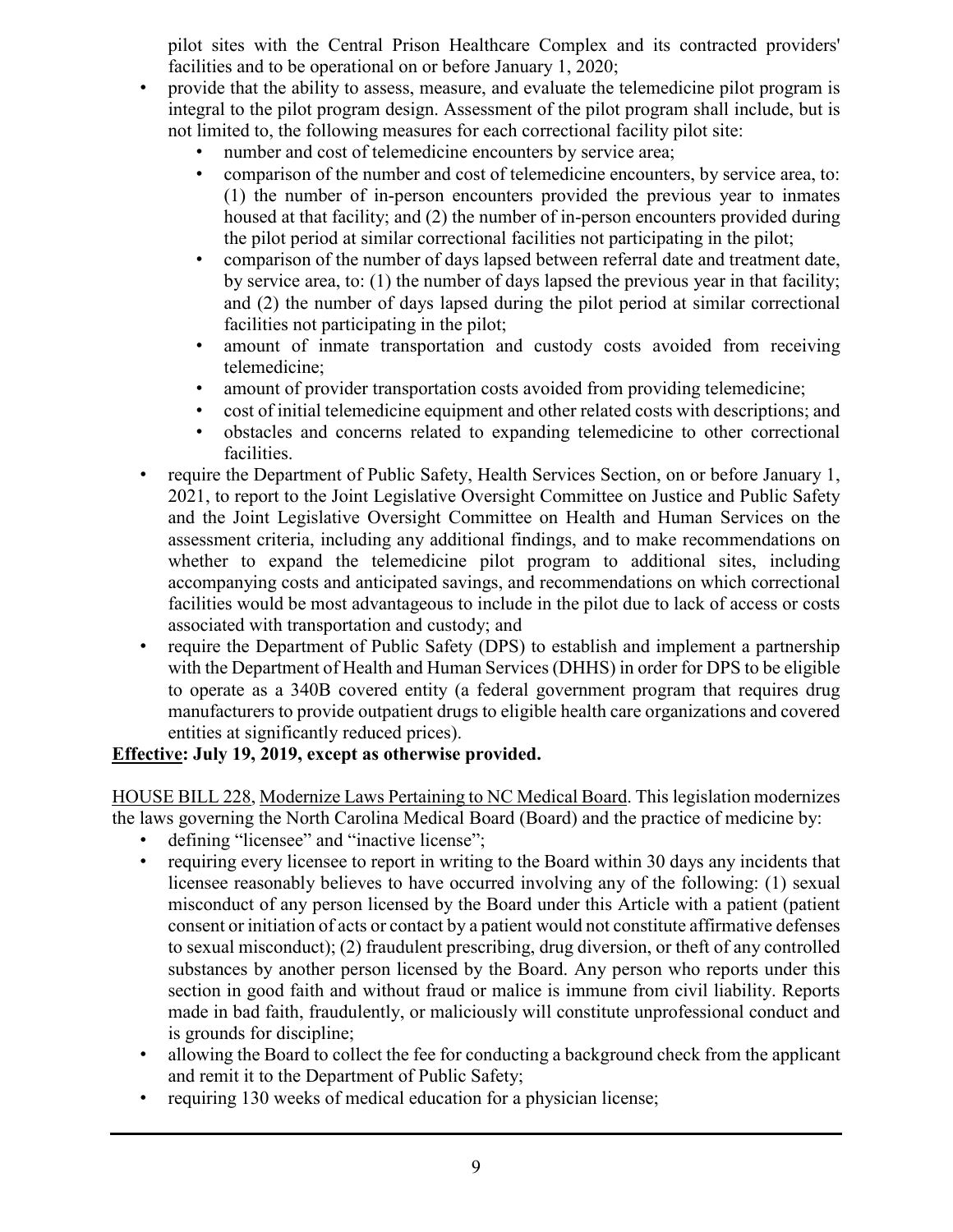pilot sites with the Central Prison Healthcare Complex and its contracted providers' facilities and to be operational on or before January 1, 2020;

- provide that the ability to assess, measure, and evaluate the telemedicine pilot program is integral to the pilot program design. Assessment of the pilot program shall include, but is not limited to, the following measures for each correctional facility pilot site:
    - number and cost of telemedicine encounters by service area;
    - comparison of the number and cost of telemedicine encounters, by service area, to: (1) the number of in-person encounters provided the previous year to inmates housed at that facility; and (2) the number of in-person encounters provided during the pilot period at similar correctional facilities not participating in the pilot;
    - comparison of the number of days lapsed between referral date and treatment date, by service area, to: (1) the number of days lapsed the previous year in that facility; and (2) the number of days lapsed during the pilot period at similar correctional facilities not participating in the pilot;
    - amount of inmate transportation and custody costs avoided from receiving telemedicine;
    - amount of provider transportation costs avoided from providing telemedicine;
    - cost of initial telemedicine equipment and other related costs with descriptions; and
    - obstacles and concerns related to expanding telemedicine to other correctional facilities.
- require the Department of Public Safety, Health Services Section, on or before January 1, 2021, to report to the Joint Legislative Oversight Committee on Justice and Public Safety and the Joint Legislative Oversight Committee on Health and Human Services on the assessment criteria, including any additional findings, and to make recommendations on whether to expand the telemedicine pilot program to additional sites, including accompanying costs and anticipated savings, and recommendations on which correctional facilities would be most advantageous to include in the pilot due to lack of access or costs associated with transportation and custody; and
- require the Department of Public Safety (DPS) to establish and implement a partnership with the Department of Health and Human Services (DHHS) in order for DPS to be eligible to operate as a 340B covered entity (a federal government program that requires drug manufacturers to provide outpatient drugs to eligible health care organizations and covered entities at significantly reduced prices).

**Effective: July 19, 2019, except as otherwise provided.**

HOUSE BILL 228, Modernize Laws Pertaining to NC Medical Board. This legislation modernizes the laws governing the North Carolina Medical Board (Board) and the practice of medicine by:

- defining "licensee" and "inactive license";
- requiring every licensee to report in writing to the Board within 30 days any incidents that licensee reasonably believes to have occurred involving any of the following: (1) sexual misconduct of any person licensed by the Board under this Article with a patient (patient consent or initiation of acts or contact by a patient would not constitute affirmative defenses to sexual misconduct); (2) fraudulent prescribing, drug diversion, or theft of any controlled substances by another person licensed by the Board. Any person who reports under this section in good faith and without fraud or malice is immune from civil liability. Reports made in bad faith, fraudulently, or maliciously will constitute unprofessional conduct and is grounds for discipline;
- allowing the Board to collect the fee for conducting a background check from the applicant and remit it to the Department of Public Safety;
- requiring 130 weeks of medical education for a physician license;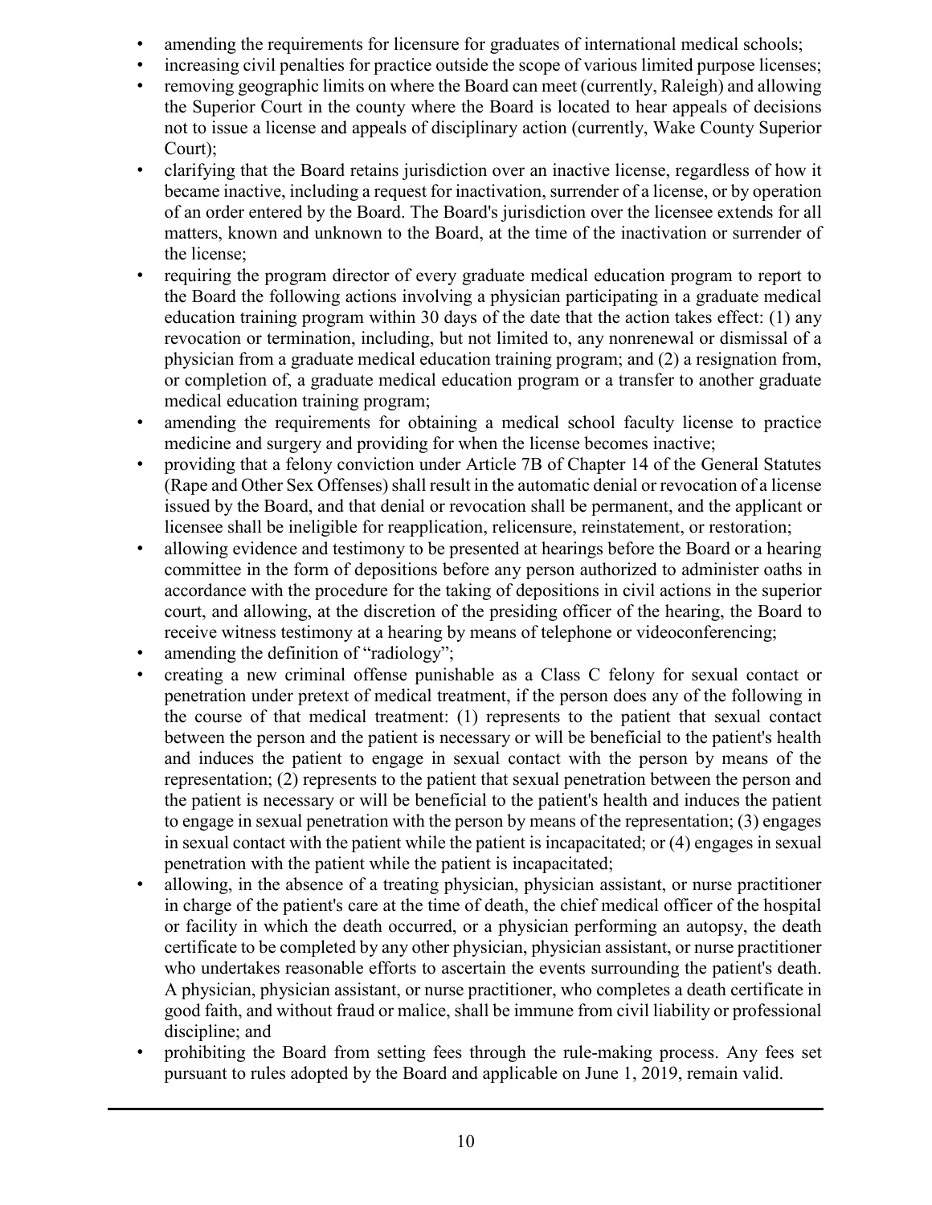- amending the requirements for licensure for graduates of international medical schools;
- increasing civil penalties for practice outside the scope of various limited purpose licenses;
- removing geographic limits on where the Board can meet (currently, Raleigh) and allowing the Superior Court in the county where the Board is located to hear appeals of decisions not to issue a license and appeals of disciplinary action (currently, Wake County Superior Court);
- clarifying that the Board retains jurisdiction over an inactive license, regardless of how it became inactive, including a request for inactivation, surrender of a license, or by operation of an order entered by the Board. The Board's jurisdiction over the licensee extends for all matters, known and unknown to the Board, at the time of the inactivation or surrender of the license;
- requiring the program director of every graduate medical education program to report to the Board the following actions involving a physician participating in a graduate medical education training program within 30 days of the date that the action takes effect: (1) any revocation or termination, including, but not limited to, any nonrenewal or dismissal of a physician from a graduate medical education training program; and (2) a resignation from, or completion of, a graduate medical education program or a transfer to another graduate medical education training program;
- amending the requirements for obtaining a medical school faculty license to practice medicine and surgery and providing for when the license becomes inactive;
- providing that a felony conviction under Article 7B of Chapter 14 of the General Statutes (Rape and Other Sex Offenses) shall result in the automatic denial or revocation of a license issued by the Board, and that denial or revocation shall be permanent, and the applicant or licensee shall be ineligible for reapplication, relicensure, reinstatement, or restoration;
- allowing evidence and testimony to be presented at hearings before the Board or a hearing committee in the form of depositions before any person authorized to administer oaths in accordance with the procedure for the taking of depositions in civil actions in the superior court, and allowing, at the discretion of the presiding officer of the hearing, the Board to receive witness testimony at a hearing by means of telephone or videoconferencing;
- amending the definition of "radiology";
- creating a new criminal offense punishable as a Class C felony for sexual contact or penetration under pretext of medical treatment, if the person does any of the following in the course of that medical treatment: (1) represents to the patient that sexual contact between the person and the patient is necessary or will be beneficial to the patient's health and induces the patient to engage in sexual contact with the person by means of the representation; (2) represents to the patient that sexual penetration between the person and the patient is necessary or will be beneficial to the patient's health and induces the patient to engage in sexual penetration with the person by means of the representation; (3) engages in sexual contact with the patient while the patient is incapacitated; or (4) engages in sexual penetration with the patient while the patient is incapacitated;
- allowing, in the absence of a treating physician, physician assistant, or nurse practitioner in charge of the patient's care at the time of death, the chief medical officer of the hospital or facility in which the death occurred, or a physician performing an autopsy, the death certificate to be completed by any other physician, physician assistant, or nurse practitioner who undertakes reasonable efforts to ascertain the events surrounding the patient's death. A physician, physician assistant, or nurse practitioner, who completes a death certificate in good faith, and without fraud or malice, shall be immune from civil liability or professional discipline; and
- prohibiting the Board from setting fees through the rule-making process. Any fees set pursuant to rules adopted by the Board and applicable on June 1, 2019, remain valid.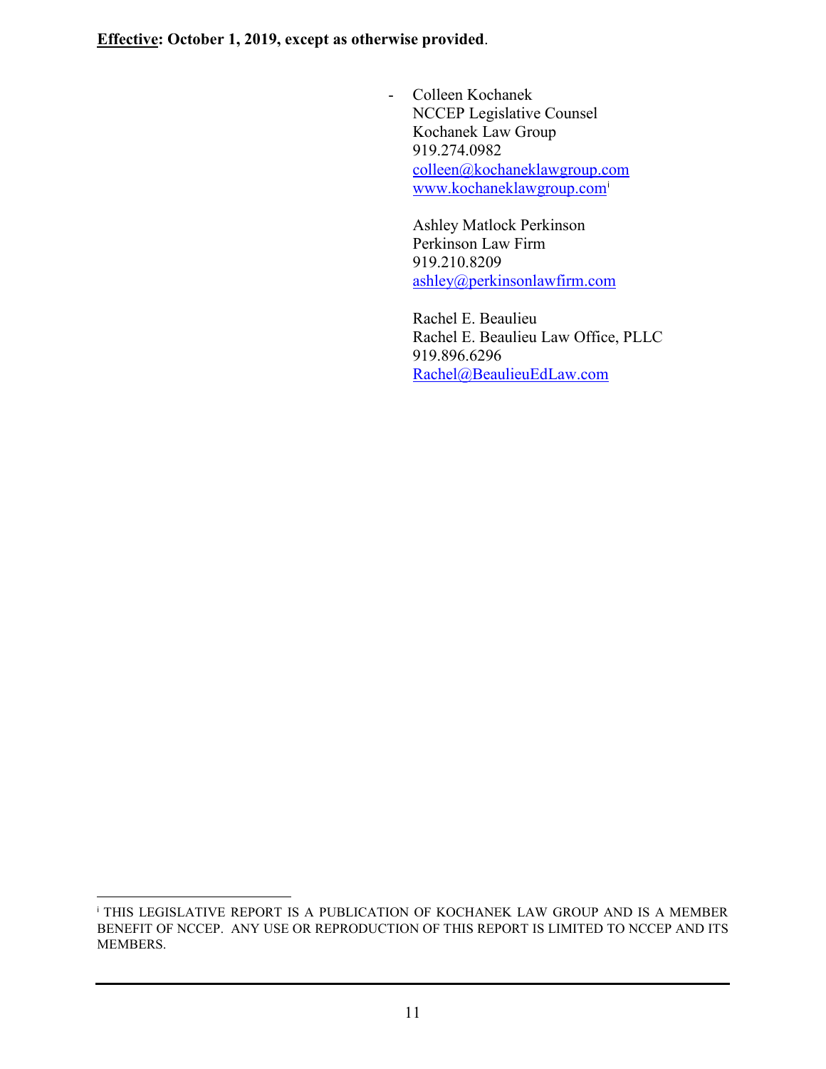**Effective: October 1, 2019, except as otherwise provided**.

- Colleen Kochanek
  NCCEP Legislative Counsel
  Kochanek Law Group
  919.274.0982
  colleen@kochaneklawgroup.com
  www.kochaneklawgroup.com[i]

  Ashley Matlock Perkinson
  Perkinson Law Firm
  919.210.8209
  ashley@perkinsonlawfirm.com

  Rachel E. Beaulieu
  Rachel E. Beaulieu Law Office, PLLC
  919.896.6296
  Rachel@BeaulieuEdLaw.com

---

[i] THIS LEGISLATIVE REPORT IS A PUBLICATION OF KOCHANEK LAW GROUP AND IS A MEMBER BENEFIT OF NCCEP. ANY USE OR REPRODUCTION OF THIS REPORT IS LIMITED TO NCCEP AND ITS MEMBERS.